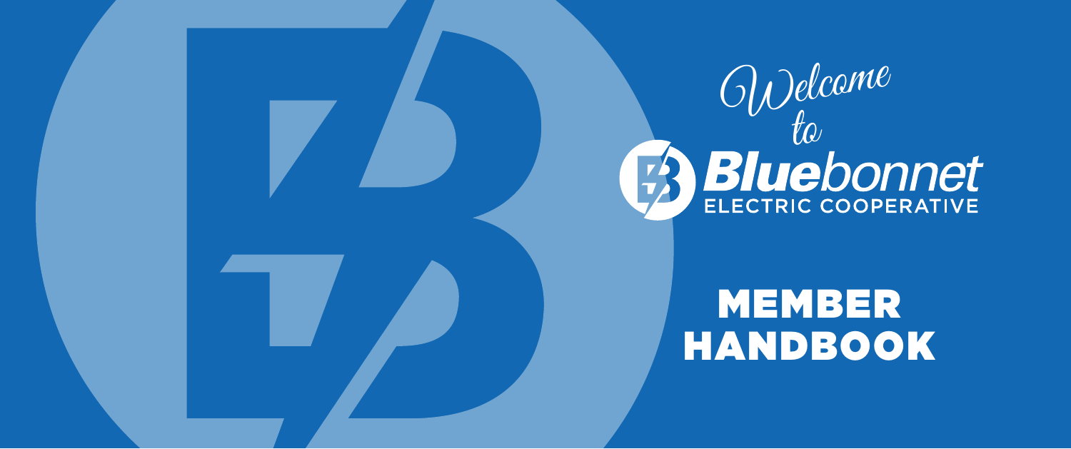*Welcome to*

# Bluebonnet

ELECTRIC COOPERATIVE

# MEMBER HANDBOOK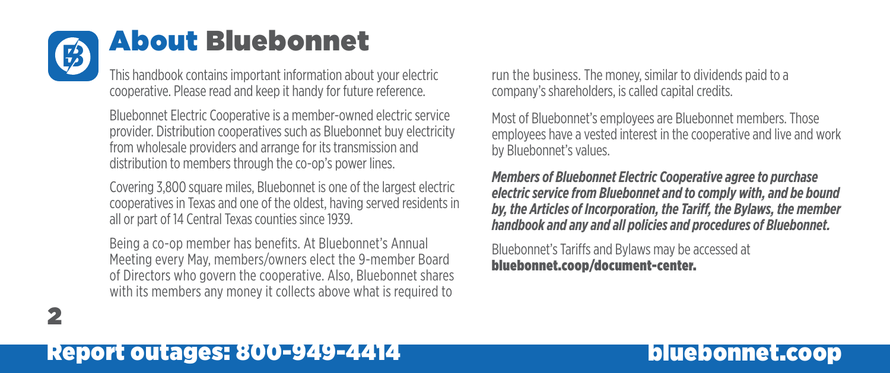# About Bluebonnet

This handbook contains important information about your electric cooperative. Please read and keep it handy for future reference.

Bluebonnet Electric Cooperative is a member-owned electric service provider. Distribution cooperatives such as Bluebonnet buy electricity from wholesale providers and arrange for its transmission and distribution to members through the co-op's power lines.

Covering 3,800 square miles, Bluebonnet is one of the largest electric cooperatives in Texas and one of the oldest, having served residents in all or part of 14 Central Texas counties since 1939.

Being a co-op member has benefits. At Bluebonnet's Annual Meeting every May, members/owners elect the 9-member Board of Directors who govern the cooperative. Also, Bluebonnet shares with its members any money it collects above what is required to run the business. The money, similar to dividends paid to a company's shareholders, is called capital credits.

Most of Bluebonnet's employees are Bluebonnet members. Those employees have a vested interest in the cooperative and live and work by Bluebonnet's values.

***Members of Bluebonnet Electric Cooperative agree to purchase electric service from Bluebonnet and to comply with, and be bound by, the Articles of Incorporation, the Tariff, the Bylaws, the member handbook and any and all policies and procedures of Bluebonnet.***

Bluebonnet's Tariffs and Bylaws may be accessed at **bluebonnet.coop/document-center.**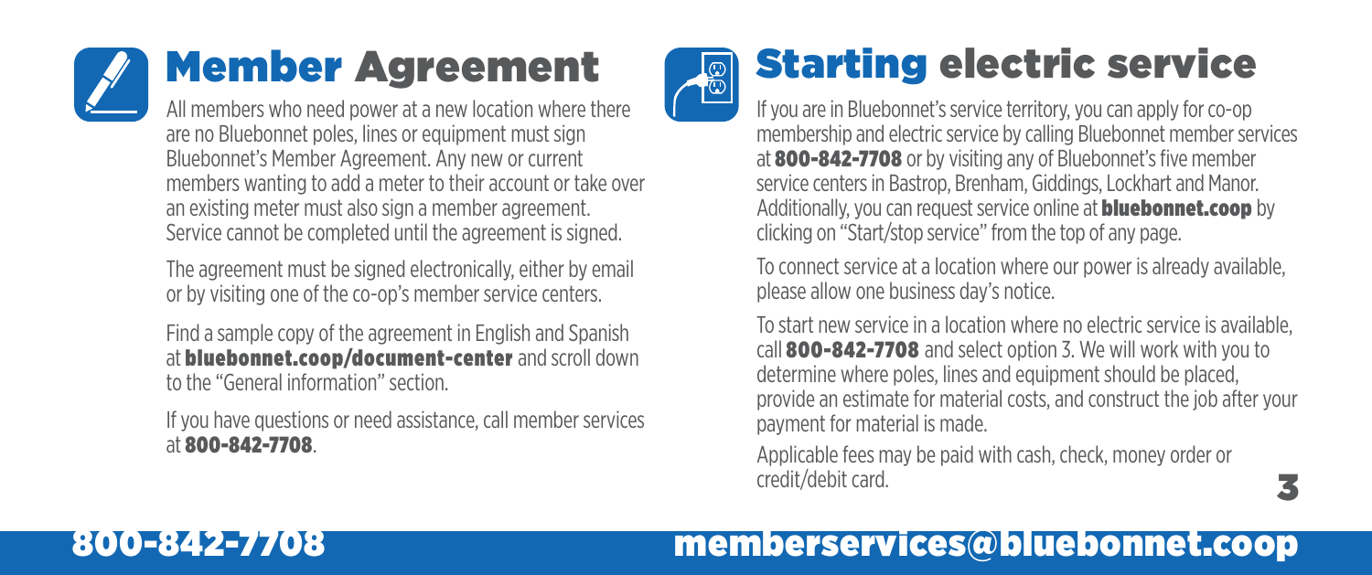# Member Agreement

All members who need power at a new location where there are no Bluebonnet poles, lines or equipment must sign Bluebonnet's Member Agreement. Any new or current members wanting to add a meter to their account or take over an existing meter must also sign a member agreement. Service cannot be completed until the agreement is signed.

The agreement must be signed electronically, either by email or by visiting one of the co-op's member service centers.

Find a sample copy of the agreement in English and Spanish at **bluebonnet.coop/document-center** and scroll down to the "General information" section.

If you have questions or need assistance, call member services at **800-842-7708**.

# Starting electric service

If you are in Bluebonnet's service territory, you can apply for co-op membership and electric service by calling Bluebonnet member services at **800-842-7708** or by visiting any of Bluebonnet's five member service centers in Bastrop, Brenham, Giddings, Lockhart and Manor. Additionally, you can request service online at **bluebonnet.coop** by clicking on "Start/stop service" from the top of any page.

To connect service at a location where our power is already available, please allow one business day's notice.

To start new service in a location where no electric service is available, call **800-842-7708** and select option 3. We will work with you to determine where poles, lines and equipment should be placed, provide an estimate for material costs, and construct the job after your payment for material is made.

Applicable fees may be paid with cash, check, money order or credit/debit card.

**800-842-7708** **memberservices@bluebonnet.coop**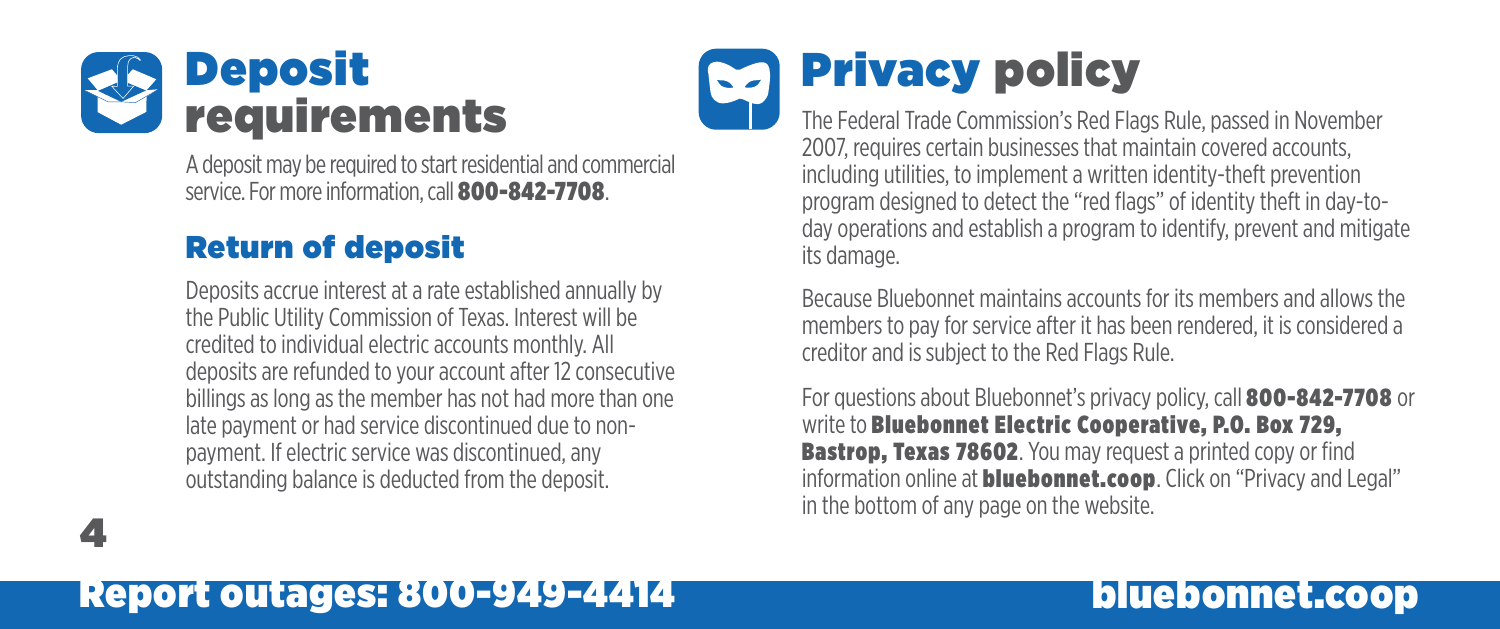# Deposit requirements

A deposit may be required to start residential and commercial service. For more information, call **800-842-7708**.

## Return of deposit

Deposits accrue interest at a rate established annually by the Public Utility Commission of Texas. Interest will be credited to individual electric accounts monthly. All deposits are refunded to your account after 12 consecutive billings as long as the member has not had more than one late payment or had service discontinued due to non-payment. If electric service was discontinued, any outstanding balance is deducted from the deposit.

# Privacy policy

The Federal Trade Commission's Red Flags Rule, passed in November 2007, requires certain businesses that maintain covered accounts, including utilities, to implement a written identity-theft prevention program designed to detect the "red flags" of identity theft in day-to-day operations and establish a program to identify, prevent and mitigate its damage.

Because Bluebonnet maintains accounts for its members and allows the members to pay for service after it has been rendered, it is considered a creditor and is subject to the Red Flags Rule.

For questions about Bluebonnet's privacy policy, call **800-842-7708** or write to **Bluebonnet Electric Cooperative, P.O. Box 729, Bastrop, Texas 78602**. You may request a printed copy or find information online at **bluebonnet.coop**. Click on "Privacy and Legal" in the bottom of any page on the website.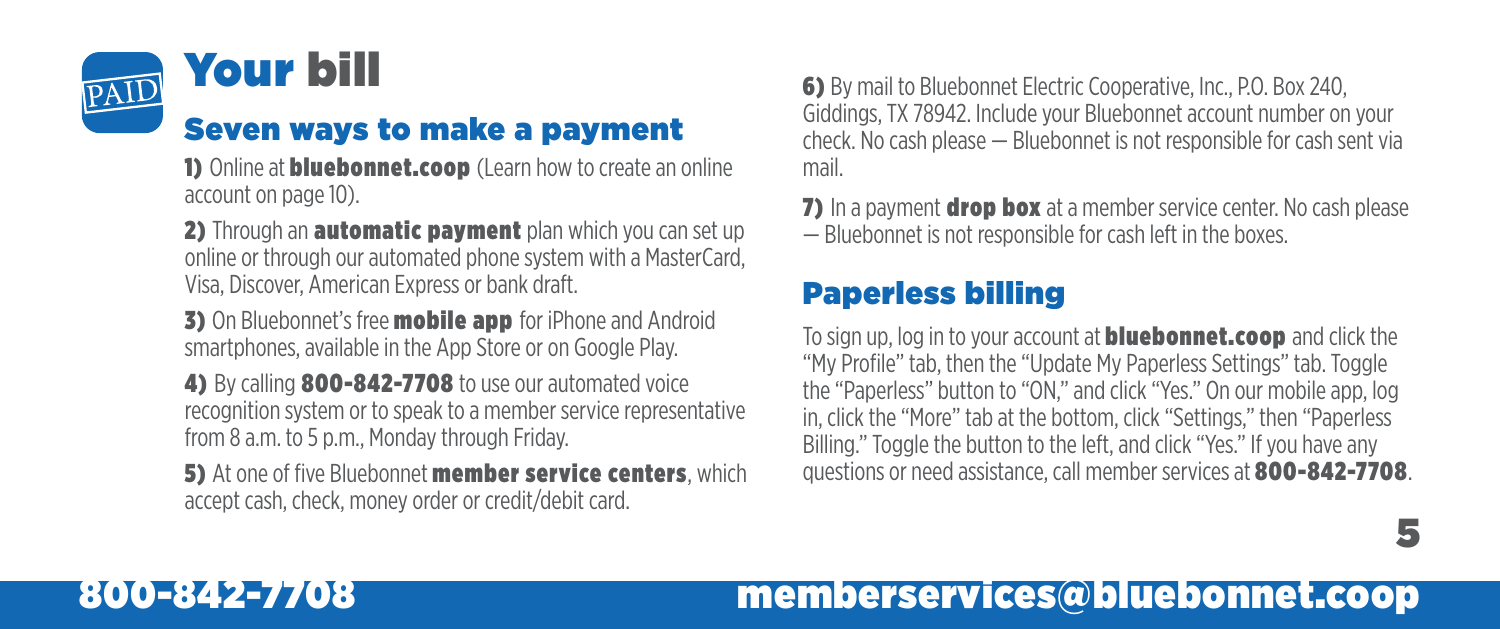# Your bill

## Seven ways to make a payment

**1)** Online at **bluebonnet.coop** (Learn how to create an online account on page 10).

**2)** Through an **automatic payment** plan which you can set up online or through our automated phone system with a MasterCard, Visa, Discover, American Express or bank draft.

**3)** On Bluebonnet's free **mobile app** for iPhone and Android smartphones, available in the App Store or on Google Play.

**4)** By calling **800-842-7708** to use our automated voice recognition system or to speak to a member service representative from 8 a.m. to 5 p.m., Monday through Friday.

**5)** At one of five Bluebonnet **member service centers**, which accept cash, check, money order or credit/debit card.

**6)** By mail to Bluebonnet Electric Cooperative, Inc., P.O. Box 240, Giddings, TX 78942. Include your Bluebonnet account number on your check. No cash please — Bluebonnet is not responsible for cash sent via mail.

**7)** In a payment **drop box** at a member service center. No cash please — Bluebonnet is not responsible for cash left in the boxes.

## Paperless billing

To sign up, log in to your account at **bluebonnet.coop** and click the "My Profile" tab, then the "Update My Paperless Settings" tab. Toggle the "Paperless" button to "ON," and click "Yes." On our mobile app, log in, click the "More" tab at the bottom, click "Settings," then "Paperless Billing." Toggle the button to the left, and click "Yes." If you have any questions or need assistance, call member services at **800-842-7708**.

**800-842-7708** **memberservices@bluebonnet.coop**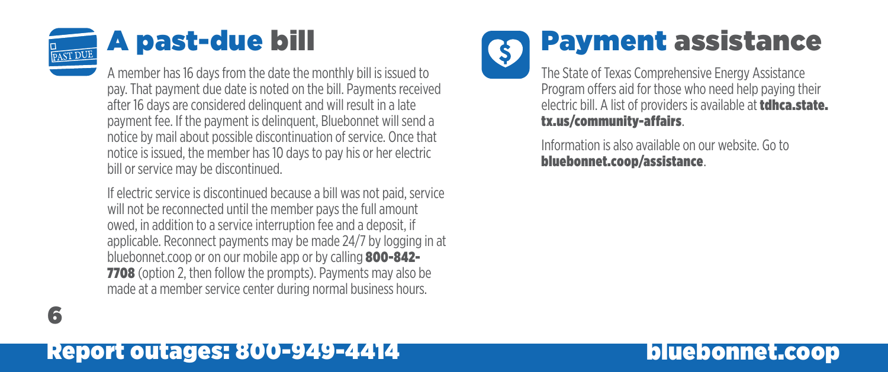## A past-due bill

A member has 16 days from the date the monthly bill is issued to pay. That payment due date is noted on the bill. Payments received after 16 days are considered delinquent and will result in a late payment fee. If the payment is delinquent, Bluebonnet will send a notice by mail about possible discontinuation of service. Once that notice is issued, the member has 10 days to pay his or her electric bill or service may be discontinued.

If electric service is discontinued because a bill was not paid, service will not be reconnected until the member pays the full amount owed, in addition to a service interruption fee and a deposit, if applicable. Reconnect payments may be made 24/7 by logging in at bluebonnet.coop or on our mobile app or by calling **800-842-7708** (option 2, then follow the prompts). Payments may also be made at a member service center during normal business hours.

## Payment assistance

The State of Texas Comprehensive Energy Assistance Program offers aid for those who need help paying their electric bill. A list of providers is available at **tdhca.state.tx.us/community-affairs**.

Information is also available on our website. Go to **bluebonnet.coop/assistance**.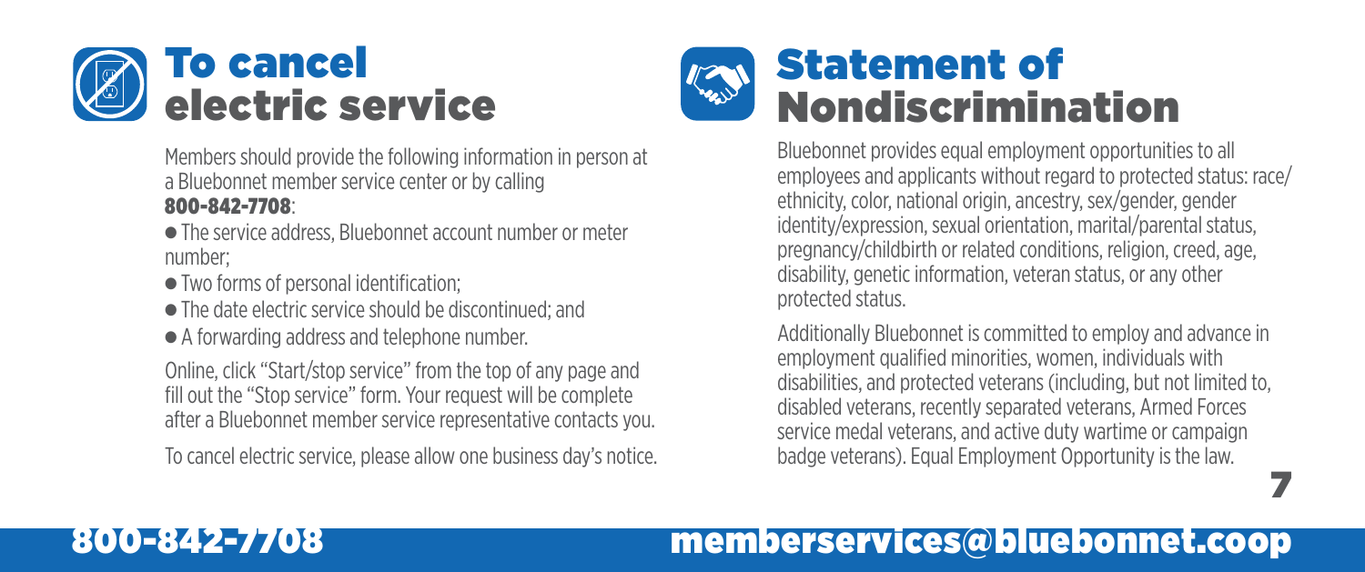## To cancel electric service

Members should provide the following information in person at a Bluebonnet member service center or by calling **800-842-7708**:

- The service address, Bluebonnet account number or meter number;
- Two forms of personal identification;
- The date electric service should be discontinued; and
- A forwarding address and telephone number.

Online, click "Start/stop service" from the top of any page and fill out the "Stop service" form. Your request will be complete after a Bluebonnet member service representative contacts you.

To cancel electric service, please allow one business day's notice.

## Statement of Nondiscrimination

Bluebonnet provides equal employment opportunities to all employees and applicants without regard to protected status: race/ethnicity, color, national origin, ancestry, sex/gender, gender identity/expression, sexual orientation, marital/parental status, pregnancy/childbirth or related conditions, religion, creed, age, disability, genetic information, veteran status, or any other protected status.

Additionally Bluebonnet is committed to employ and advance in employment qualified minorities, women, individuals with disabilities, and protected veterans (including, but not limited to, disabled veterans, recently separated veterans, Armed Forces service medal veterans, and active duty wartime or campaign badge veterans). Equal Employment Opportunity is the law.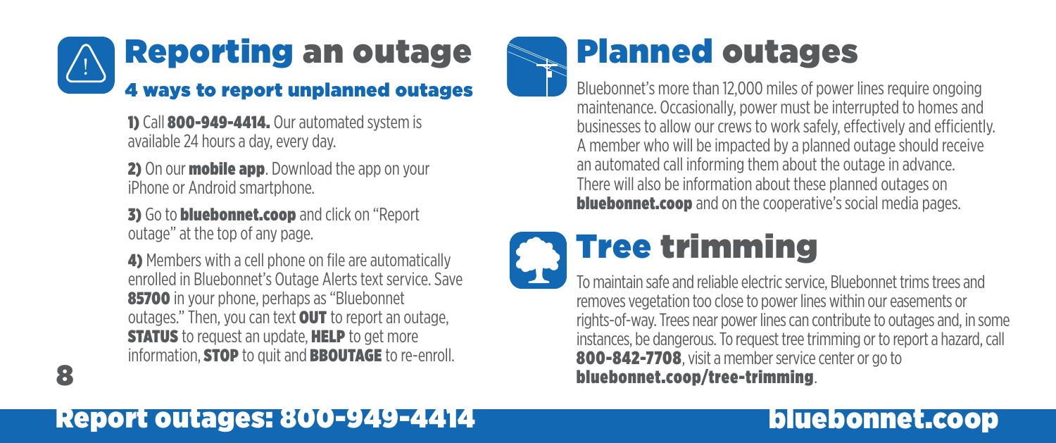## Reporting an outage

### 4 ways to report unplanned outages

**1)** Call **800-949-4414.** Our automated system is available 24 hours a day, every day.

**2)** On our **mobile app**. Download the app on your iPhone or Android smartphone.

**3)** Go to **bluebonnet.coop** and click on "Report outage" at the top of any page.

**4)** Members with a cell phone on file are automatically enrolled in Bluebonnet's Outage Alerts text service. Save **85700** in your phone, perhaps as "Bluebonnet outages." Then, you can text **OUT** to report an outage, **STATUS** to request an update, **HELP** to get more information, **STOP** to quit and **BBOUTAGE** to re-enroll.

## Planned outages

Bluebonnet's more than 12,000 miles of power lines require ongoing maintenance. Occasionally, power must be interrupted to homes and businesses to allow our crews to work safely, effectively and efficiently. A member who will be impacted by a planned outage should receive an automated call informing them about the outage in advance. There will also be information about these planned outages on **bluebonnet.coop** and on the cooperative's social media pages.

## Tree trimming

To maintain safe and reliable electric service, Bluebonnet trims trees and removes vegetation too close to power lines within our easements or rights-of-way. Trees near power lines can contribute to outages and, in some instances, be dangerous. To request tree trimming or to report a hazard, call **800-842-7708**, visit a member service center or go to **bluebonnet.coop/tree-trimming**.

**Report outages: 800-949-4414** **bluebonnet.coop**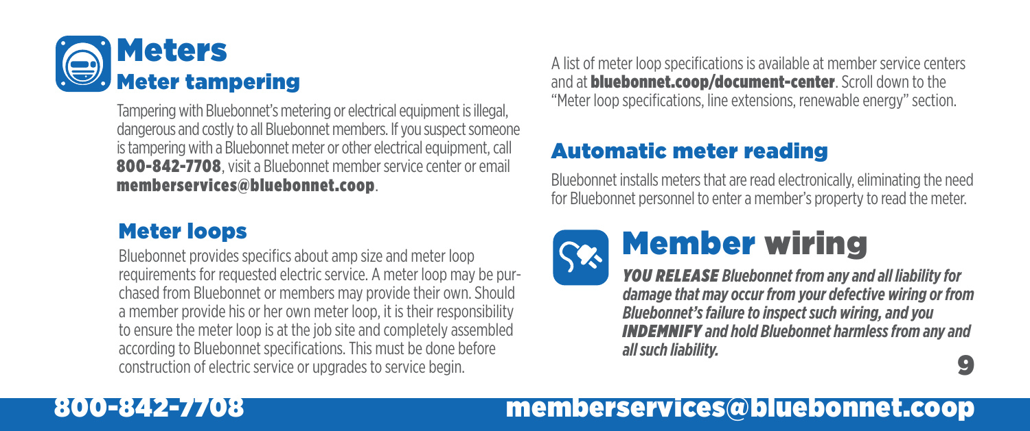# Meters

## Meter tampering

Tampering with Bluebonnet's metering or electrical equipment is illegal, dangerous and costly to all Bluebonnet members. If you suspect someone is tampering with a Bluebonnet meter or other electrical equipment, call **800-842-7708**, visit a Bluebonnet member service center or email **memberservices@bluebonnet.coop**.

## Meter loops

Bluebonnet provides specifics about amp size and meter loop requirements for requested electric service. A meter loop may be purchased from Bluebonnet or members may provide their own. Should a member provide his or her own meter loop, it is their responsibility to ensure the meter loop is at the job site and completely assembled according to Bluebonnet specifications. This must be done before construction of electric service or upgrades to service begin.

A list of meter loop specifications is available at member service centers and at **bluebonnet.coop/document-center**. Scroll down to the "Meter loop specifications, line extensions, renewable energy" section.

## Automatic meter reading

Bluebonnet installs meters that are read electronically, eliminating the need for Bluebonnet personnel to enter a member's property to read the meter.

# Member wiring

***YOU RELEASE** Bluebonnet from any and all liability for damage that may occur from your defective wiring or from Bluebonnet's failure to inspect such wiring, and you **INDEMNIFY** and hold Bluebonnet harmless from any and all such liability.*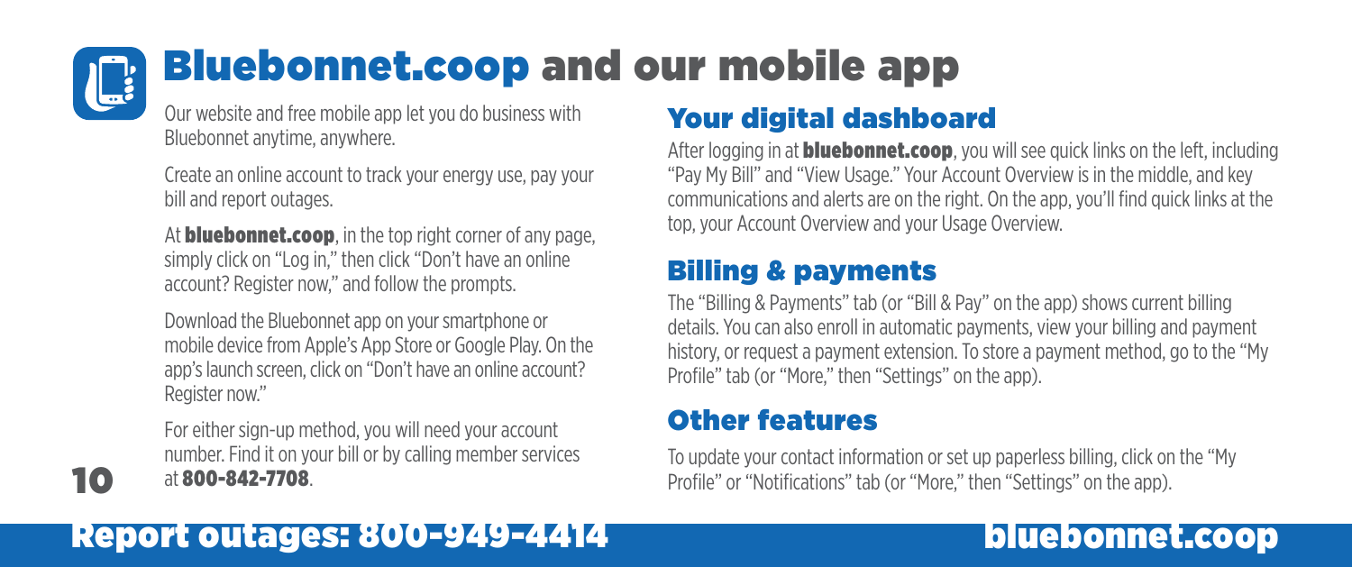# Bluebonnet.coop and our mobile app

Our website and free mobile app let you do business with Bluebonnet anytime, anywhere.

Create an online account to track your energy use, pay your bill and report outages.

At **bluebonnet.coop**, in the top right corner of any page, simply click on "Log in," then click "Don't have an online account? Register now," and follow the prompts.

Download the Bluebonnet app on your smartphone or mobile device from Apple's App Store or Google Play. On the app's launch screen, click on "Don't have an online account? Register now."

For either sign-up method, you will need your account number. Find it on your bill or by calling member services at **800-842-7708**.

## Your digital dashboard

After logging in at **bluebonnet.coop**, you will see quick links on the left, including "Pay My Bill" and "View Usage." Your Account Overview is in the middle, and key communications and alerts are on the right. On the app, you'll find quick links at the top, your Account Overview and your Usage Overview.

## Billing & payments

The "Billing & Payments" tab (or "Bill & Pay" on the app) shows current billing details. You can also enroll in automatic payments, view your billing and payment history, or request a payment extension. To store a payment method, go to the "My Profile" tab (or "More," then "Settings" on the app).

## Other features

To update your contact information or set up paperless billing, click on the "My Profile" or "Notifications" tab (or "More," then "Settings" on the app).

**Report outages: 800-949-4414** **bluebonnet.coop**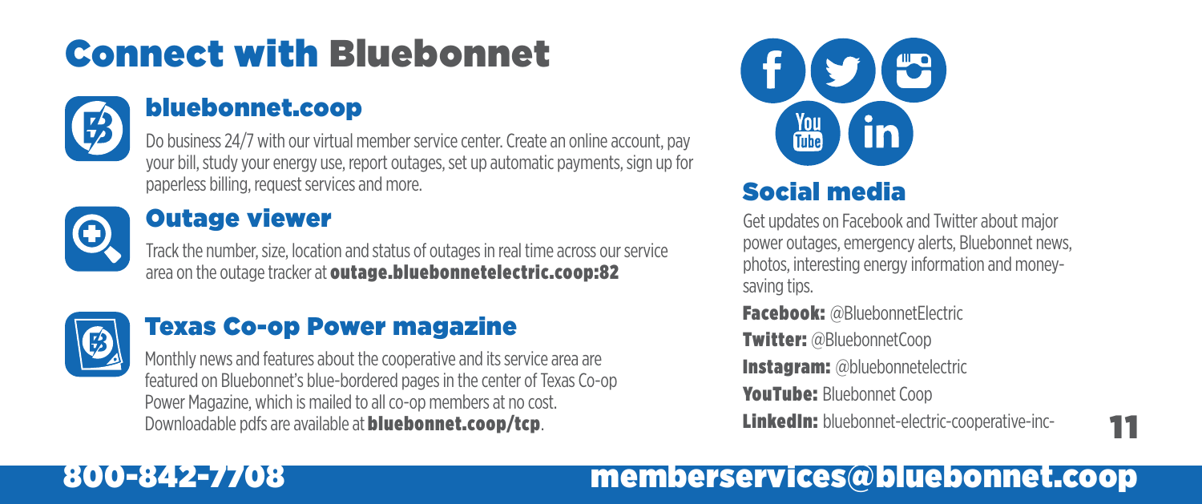# Connect with Bluebonnet

## bluebonnet.coop

Do business 24/7 with our virtual member service center. Create an online account, pay your bill, study your energy use, report outages, set up automatic payments, sign up for paperless billing, request services and more.

## Outage viewer

Track the number, size, location and status of outages in real time across our service area on the outage tracker at **outage.bluebonnetelectric.coop:82**

## Texas Co-op Power magazine

Monthly news and features about the cooperative and its service area are featured on Bluebonnet's blue-bordered pages in the center of Texas Co-op Power Magazine, which is mailed to all co-op members at no cost. Downloadable pdfs are available at **bluebonnet.coop/tcp**.

## Social media

Get updates on Facebook and Twitter about major power outages, emergency alerts, Bluebonnet news, photos, interesting energy information and money-saving tips.

**Facebook:** @BluebonnetElectric

**Twitter:** @BluebonnetCoop

**Instagram:** @bluebonnetelectric

**YouTube:** Bluebonnet Coop

**LinkedIn:** bluebonnet-electric-cooperative-inc-

**800-842-7708** **memberservices@bluebonnet.coop**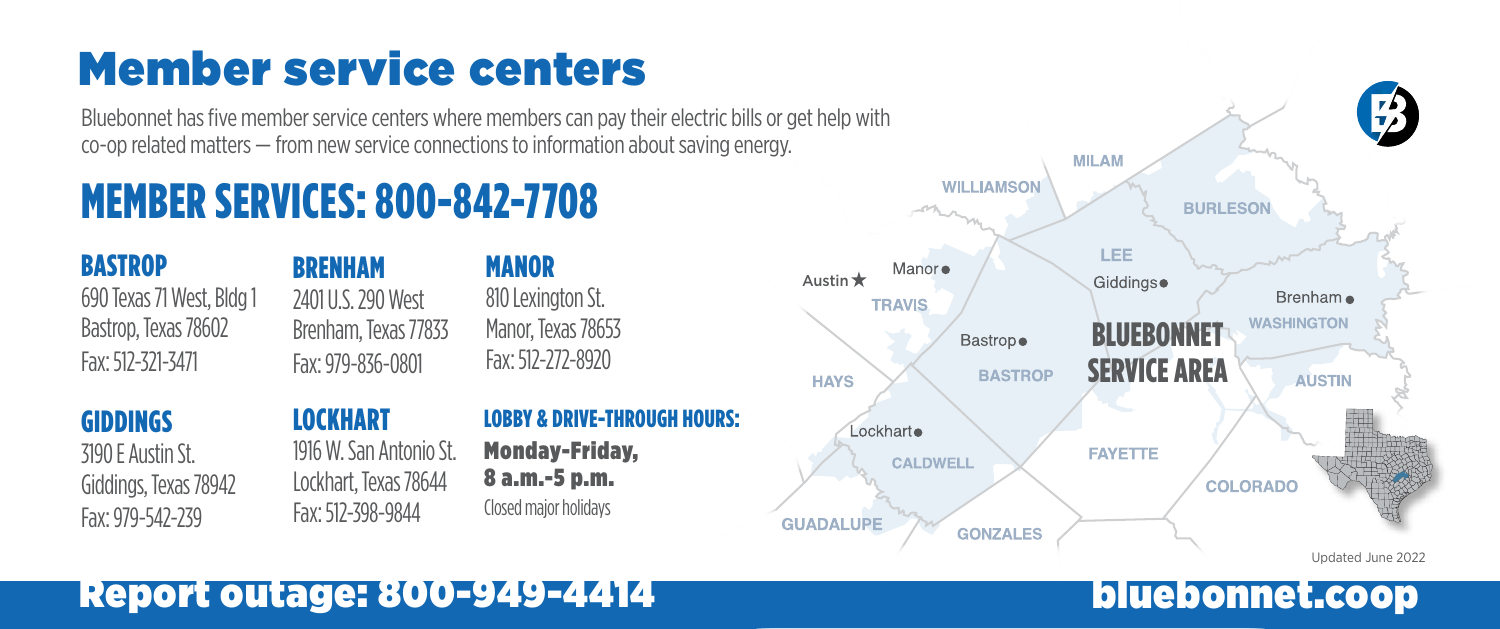# Member service centers

Bluebonnet has five member service centers where members can pay their electric bills or get help with co-op related matters — from new service connections to information about saving energy.

## MEMBER SERVICES: 800-842-7708

### BASTROP
690 Texas 71 West, Bldg 1
Bastrop, Texas 78602
Fax: 512-321-3471

### BRENHAM
2401 U.S. 290 West
Brenham, Texas 77833
Fax: 979-836-0801

### MANOR
810 Lexington St.
Manor, Texas 78653
Fax: 512-272-8920

### GIDDINGS
3190 E Austin St.
Giddings, Texas 78942
Fax: 979-542-239

### LOCKHART
1916 W. San Antonio St.
Lockhart, Texas 78644
Fax: 512-398-9844

### LOBBY & DRIVE-THROUGH HOURS:
**Monday-Friday, 8 a.m.-5 p.m.**
Closed major holidays

MILAM
WILLIAMSON
BURLESON
LEE
Manor
Austin
Giddings
Brenham
TRAVIS
WASHINGTON
Bastrop
BLUEBONNET SERVICE AREA
HAYS
BASTROP
AUSTIN
Lockhart
FAYETTE
CALDWELL
COLORADO
GUADALUPE
GONZALES

Updated June 2022

**Report outage: 800-949-4414**

**bluebonnet.coop**